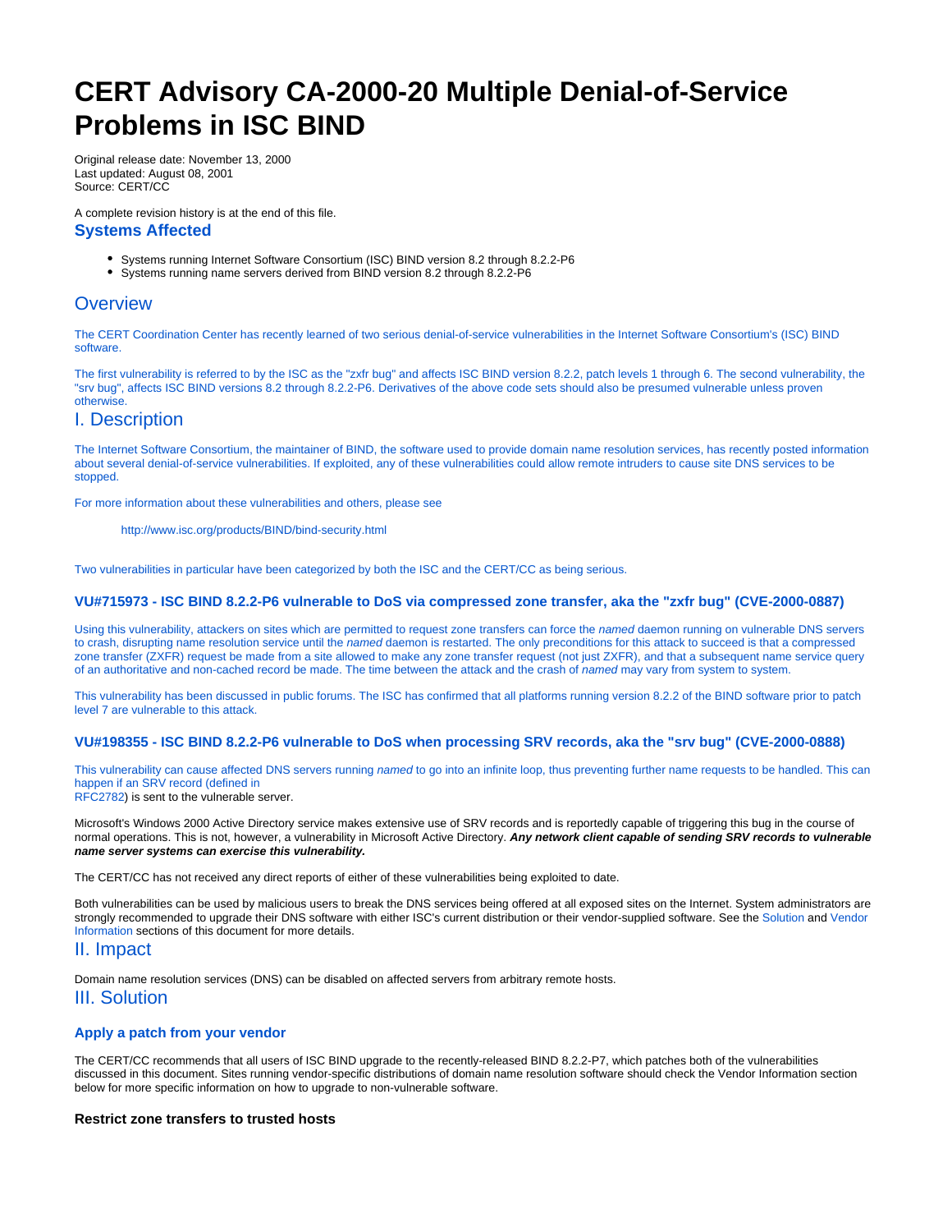# CERT Advisory CA-2000-20 Multiple Denial-of-Service Problems in ISC BIND

Original release date: November 13, 2000
Last updated: August 08, 2001
Source: CERT/CC

A complete revision history is at the end of this file.

## Systems Affected

- Systems running Internet Software Consortium (ISC) BIND version 8.2 through 8.2.2-P6
- Systems running name servers derived from BIND version 8.2 through 8.2.2-P6

## Overview

The CERT Coordination Center has recently learned of two serious denial-of-service vulnerabilities in the Internet Software Consortium's (ISC) BIND software.

The first vulnerability is referred to by the ISC as the "zxfr bug" and affects ISC BIND version 8.2.2, patch levels 1 through 6. The second vulnerability, the "srv bug", affects ISC BIND versions 8.2 through 8.2.2-P6. Derivatives of the above code sets should also be presumed vulnerable unless proven otherwise.

## I. Description

The Internet Software Consortium, the maintainer of BIND, the software used to provide domain name resolution services, has recently posted information about several denial-of-service vulnerabilities. If exploited, any of these vulnerabilities could allow remote intruders to cause site DNS services to be stopped.

For more information about these vulnerabilities and others, please see

> http://www.isc.org/products/BIND/bind-security.html

Two vulnerabilities in particular have been categorized by both the ISC and the CERT/CC as being serious.

### VU#715973 - ISC BIND 8.2.2-P6 vulnerable to DoS via compressed zone transfer, aka the "zxfr bug" (CVE-2000-0887)

Using this vulnerability, attackers on sites which are permitted to request zone transfers can force the *named* daemon running on vulnerable DNS servers to crash, disrupting name resolution service until the *named* daemon is restarted. The only preconditions for this attack to succeed is that a compressed zone transfer (ZXFR) request be made from a site allowed to make any zone transfer request (not just ZXFR), and that a subsequent name service query of an authoritative and non-cached record be made. The time between the attack and the crash of *named* may vary from system to system.

This vulnerability has been discussed in public forums. The ISC has confirmed that all platforms running version 8.2.2 of the BIND software prior to patch level 7 are vulnerable to this attack.

### VU#198355 - ISC BIND 8.2.2-P6 vulnerable to DoS when processing SRV records, aka the "srv bug" (CVE-2000-0888)

This vulnerability can cause affected DNS servers running *named* to go into an infinite loop, thus preventing further name requests to be handled. This can happen if an SRV record (defined in RFC2782) is sent to the vulnerable server.

Microsoft's Windows 2000 Active Directory service makes extensive use of SRV records and is reportedly capable of triggering this bug in the course of normal operations. This is not, however, a vulnerability in Microsoft Active Directory. ***Any network client capable of sending SRV records to vulnerable name server systems can exercise this vulnerability.***

The CERT/CC has not received any direct reports of either of these vulnerabilities being exploited to date.

Both vulnerabilities can be used by malicious users to break the DNS services being offered at all exposed sites on the Internet. System administrators are strongly recommended to upgrade their DNS software with either ISC's current distribution or their vendor-supplied software. See the Solution and Vendor Information sections of this document for more details.

## II. Impact

Domain name resolution services (DNS) can be disabled on affected servers from arbitrary remote hosts.

## III. Solution

### Apply a patch from your vendor

The CERT/CC recommends that all users of ISC BIND upgrade to the recently-released BIND 8.2.2-P7, which patches both of the vulnerabilities discussed in this document. Sites running vendor-specific distributions of domain name resolution software should check the Vendor Information section below for more specific information on how to upgrade to non-vulnerable software.

#### Restrict zone transfers to trusted hosts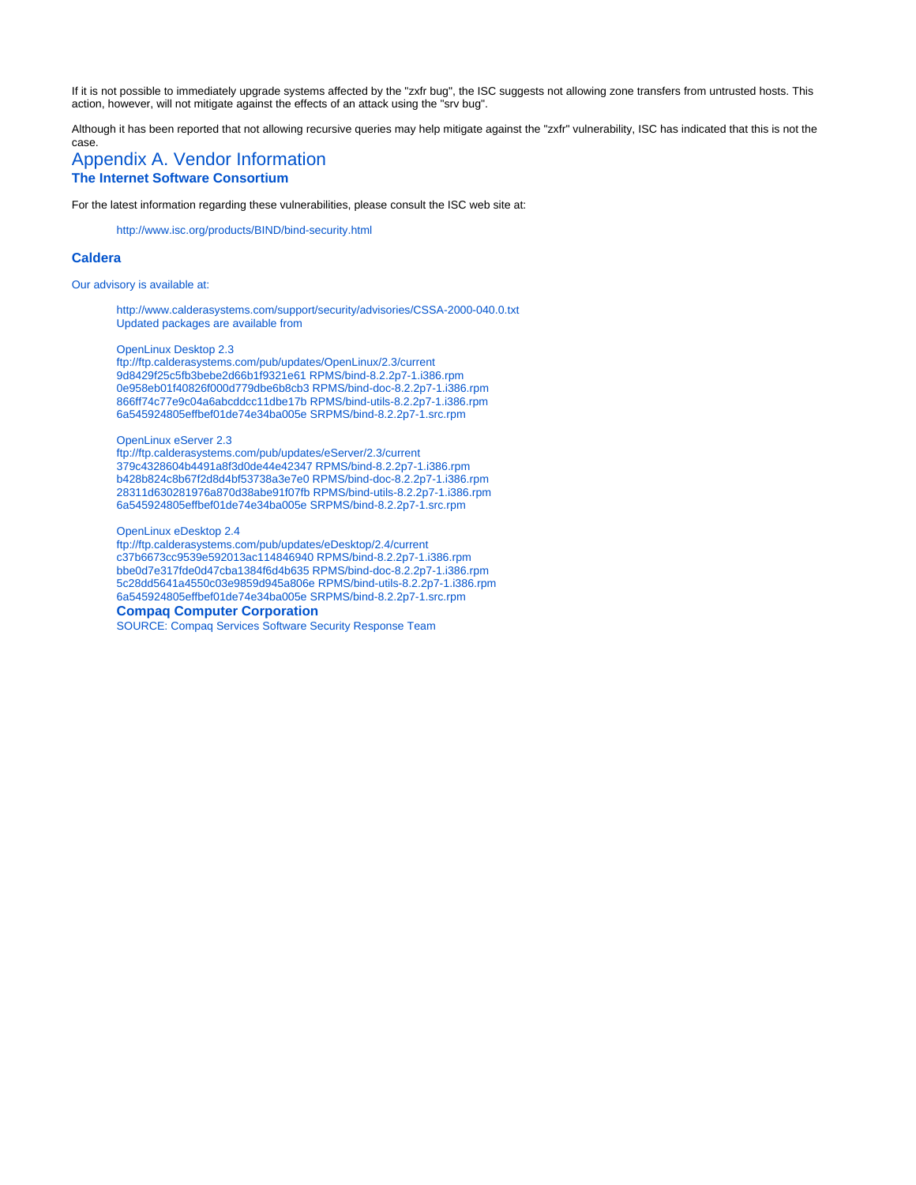If it is not possible to immediately upgrade systems affected by the "zxfr bug", the ISC suggests not allowing zone transfers from untrusted hosts. This action, however, will not mitigate against the effects of an attack using the "srv bug".

Although it has been reported that not allowing recursive queries may help mitigate against the "zxfr" vulnerability, ISC has indicated that this is not the case.

# Appendix A. Vendor Information

### The Internet Software Consortium

For the latest information regarding these vulnerabilities, please consult the ISC web site at:

> http://www.isc.org/products/BIND/bind-security.html

### Caldera

Our advisory is available at:

> http://www.calderasystems.com/support/security/advisories/CSSA-2000-040.0.txt
> Updated packages are available from
>
> OpenLinux Desktop 2.3
> ftp://ftp.calderasystems.com/pub/updates/OpenLinux/2.3/current
> 9d8429f25c5fb3bebe2d66b1f9321e61 RPMS/bind-8.2.2p7-1.i386.rpm
> 0e958eb01f40826f000d779dbe6b8cb3 RPMS/bind-doc-8.2.2p7-1.i386.rpm
> 866ff74c77e9c04a6abcddcc11dbe17b RPMS/bind-utils-8.2.2p7-1.i386.rpm
> 6a545924805effbef01de74e34ba005e SRPMS/bind-8.2.2p7-1.src.rpm
>
> OpenLinux eServer 2.3
> ftp://ftp.calderasystems.com/pub/updates/eServer/2.3/current
> 379c4328604b4491a8f3d0de44e42347 RPMS/bind-8.2.2p7-1.i386.rpm
> b428b824c8b67f2d8d4bf53738a3e7e0 RPMS/bind-doc-8.2.2p7-1.i386.rpm
> 28311d630281976a870d38abe91f07fb RPMS/bind-utils-8.2.2p7-1.i386.rpm
> 6a545924805effbef01de74e34ba005e SRPMS/bind-8.2.2p7-1.src.rpm
>
> OpenLinux eDesktop 2.4
> ftp://ftp.calderasystems.com/pub/updates/eDesktop/2.4/current
> c37b6673cc9539e592013ac114846940 RPMS/bind-8.2.2p7-1.i386.rpm
> bbe0d7e317fde0d47cba1384f6d4b635 RPMS/bind-doc-8.2.2p7-1.i386.rpm
> 5c28dd5641a4550c03e9859d945a806e RPMS/bind-utils-8.2.2p7-1.i386.rpm
> 6a545924805effbef01de74e34ba005e SRPMS/bind-8.2.2p7-1.src.rpm

### Compaq Computer Corporation

SOURCE: Compaq Services Software Security Response Team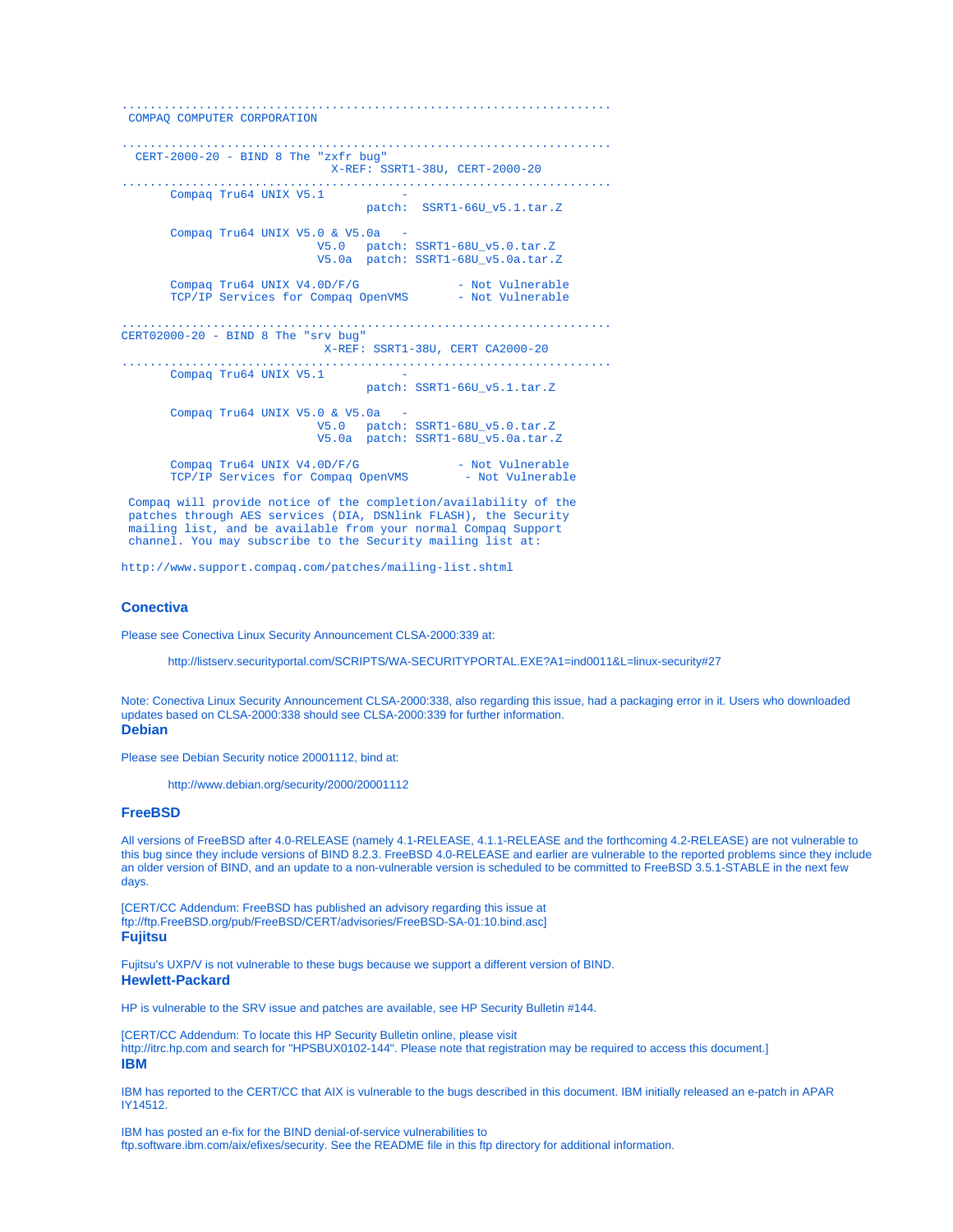```
.....................................................................
 COMPAQ COMPUTER CORPORATION

.....................................................................
  CERT-2000-20 - BIND 8 The "zxfr bug"
                             X-REF: SSRT1-38U, CERT-2000-20
.....................................................................
       Compaq Tru64 UNIX V5.1             -
                                  patch:  SSRT1-66U_v5.1.tar.Z

       Compaq Tru64 UNIX V5.0 & V5.0a   -
                           V5.0   patch: SSRT1-68U_v5.0.tar.Z
                           V5.0a  patch: SSRT1-68U_v5.0a.tar.Z

       Compaq Tru64 UNIX V4.0D/F/G              - Not Vulnerable
       TCP/IP Services for Compaq OpenVMS       - Not Vulnerable

.....................................................................
CERT02000-20 - BIND 8 The "srv bug"
                            X-REF: SSRT1-38U, CERT CA2000-20
.....................................................................
       Compaq Tru64 UNIX V5.1             -
                                  patch: SSRT1-66U_v5.1.tar.Z

       Compaq Tru64 UNIX V5.0 & V5.0a   -
                           V5.0   patch: SSRT1-68U_v5.0.tar.Z
                           V5.0a  patch: SSRT1-68U_v5.0a.tar.Z

       Compaq Tru64 UNIX V4.0D/F/G              - Not Vulnerable
       TCP/IP Services for Compaq OpenVMS        - Not Vulnerable

 Compaq will provide notice of the completion/availability of the
 patches through AES services (DIA, DSNlink FLASH), the Security
 mailing list, and be available from your normal Compaq Support
 channel. You may subscribe to the Security mailing list at:

http://www.support.compaq.com/patches/mailing-list.shtml
```

### Conectiva

Please see Conectiva Linux Security Announcement CLSA-2000:339 at:

> http://listserv.securityportal.com/SCRIPTS/WA-SECURITYPORTAL.EXE?A1=ind0011&L=linux-security#27

Note: Conectiva Linux Security Announcement CLSA-2000:338, also regarding this issue, had a packaging error in it. Users who downloaded updates based on CLSA-2000:338 should see CLSA-2000:339 for further information.

### Debian

Please see Debian Security notice 20001112, bind at:

> http://www.debian.org/security/2000/20001112

### FreeBSD

All versions of FreeBSD after 4.0-RELEASE (namely 4.1-RELEASE, 4.1.1-RELEASE and the forthcoming 4.2-RELEASE) are not vulnerable to this bug since they include versions of BIND 8.2.3. FreeBSD 4.0-RELEASE and earlier are vulnerable to the reported problems since they include an older version of BIND, and an update to a non-vulnerable version is scheduled to be committed to FreeBSD 3.5.1-STABLE in the next few days.

[CERT/CC Addendum: FreeBSD has published an advisory regarding this issue at ftp://ftp.FreeBSD.org/pub/FreeBSD/CERT/advisories/FreeBSD-SA-01:10.bind.asc]

### Fujitsu

Fujitsu's UXP/V is not vulnerable to these bugs because we support a different version of BIND.

### Hewlett-Packard

HP is vulnerable to the SRV issue and patches are available, see HP Security Bulletin #144.

[CERT/CC Addendum: To locate this HP Security Bulletin online, please visit http://itrc.hp.com and search for "HPSBUX0102-144". Please note that registration may be required to access this document.]

### IBM

IBM has reported to the CERT/CC that AIX is vulnerable to the bugs described in this document. IBM initially released an e-patch in APAR IY14512.

IBM has posted an e-fix for the BIND denial-of-service vulnerabilities to ftp.software.ibm.com/aix/efixes/security. See the README file in this ftp directory for additional information.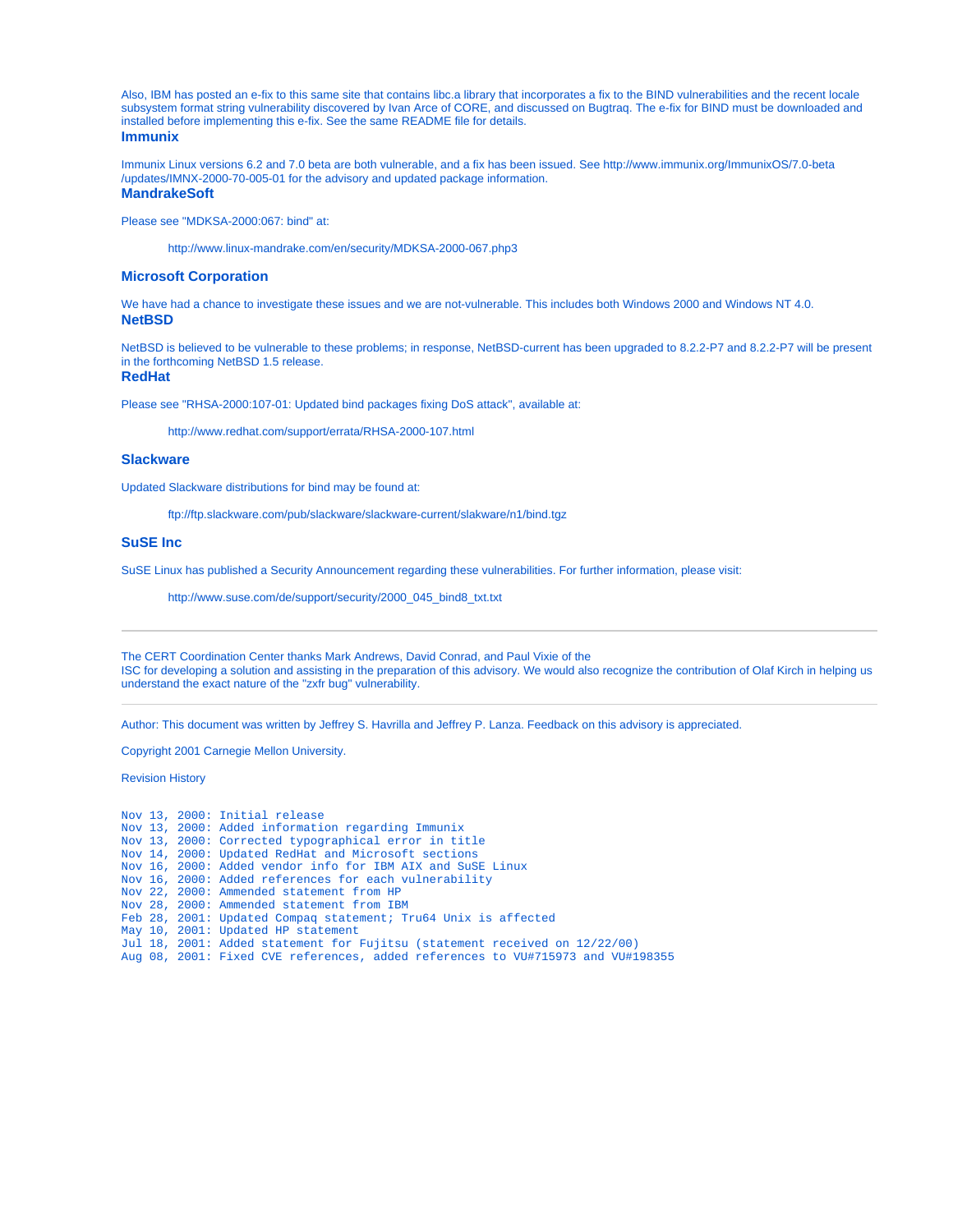Also, IBM has posted an e-fix to this same site that contains libc.a library that incorporates a fix to the BIND vulnerabilities and the recent locale subsystem format string vulnerability discovered by Ivan Arce of CORE, and discussed on Bugtraq. The e-fix for BIND must be downloaded and installed before implementing this e-fix. See the same README file for details.

### Immunix

Immunix Linux versions 6.2 and 7.0 beta are both vulnerable, and a fix has been issued. See http://www.immunix.org/ImmunixOS/7.0-beta/updates/IMNX-2000-70-005-01 for the advisory and updated package information.

### MandrakeSoft

Please see "MDKSA-2000:067: bind" at:

> http://www.linux-mandrake.com/en/security/MDKSA-2000-067.php3

### Microsoft Corporation

We have had a chance to investigate these issues and we are not-vulnerable. This includes both Windows 2000 and Windows NT 4.0.

### NetBSD

NetBSD is believed to be vulnerable to these problems; in response, NetBSD-current has been upgraded to 8.2.2-P7 and 8.2.2-P7 will be present in the forthcoming NetBSD 1.5 release.

### RedHat

Please see "RHSA-2000:107-01: Updated bind packages fixing DoS attack", available at:

> http://www.redhat.com/support/errata/RHSA-2000-107.html

### Slackware

Updated Slackware distributions for bind may be found at:

> ftp://ftp.slackware.com/pub/slackware/slackware-current/slakware/n1/bind.tgz

### SuSE Inc

SuSE Linux has published a Security Announcement regarding these vulnerabilities. For further information, please visit:

> http://www.suse.com/de/support/security/2000_045_bind8_txt.txt

---

The CERT Coordination Center thanks Mark Andrews, David Conrad, and Paul Vixie of the ISC for developing a solution and assisting in the preparation of this advisory. We would also recognize the contribution of Olaf Kirch in helping us understand the exact nature of the "zxfr bug" vulnerability.

---

Author: This document was written by Jeffrey S. Havrilla and Jeffrey P. Lanza. Feedback on this advisory is appreciated.

Copyright 2001 Carnegie Mellon University.

Revision History

```
Nov 13, 2000: Initial release
Nov 13, 2000: Added information regarding Immunix
Nov 13, 2000: Corrected typographical error in title
Nov 14, 2000: Updated RedHat and Microsoft sections
Nov 16, 2000: Added vendor info for IBM AIX and SuSE Linux
Nov 16, 2000: Added references for each vulnerability
Nov 22, 2000: Ammended statement from HP
Nov 28, 2000: Ammended statement from IBM
Feb 28, 2001: Updated Compaq statement; Tru64 Unix is affected
May 10, 2001: Updated HP statement
Jul 18, 2001: Added statement for Fujitsu (statement received on 12/22/00)
Aug 08, 2001: Fixed CVE references, added references to VU#715973 and VU#198355
```